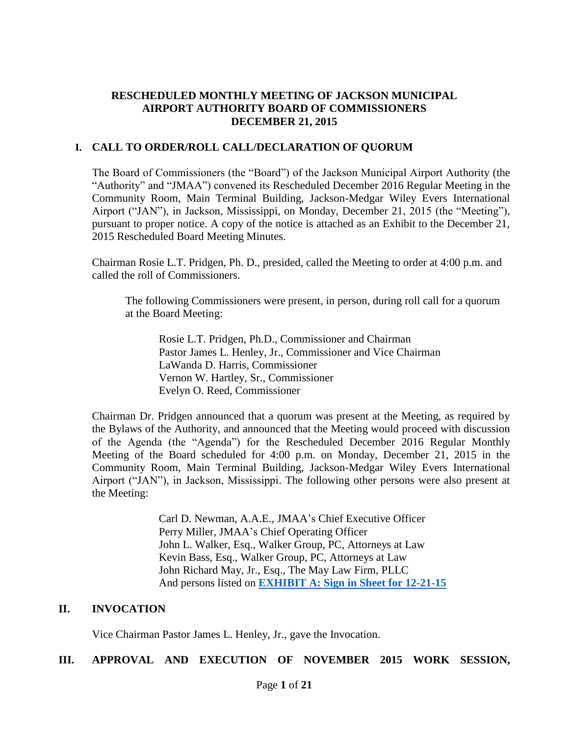# RESCHEDULED MONTHLY MEETING OF JACKSON MUNICIPAL AIRPORT AUTHORITY BOARD OF COMMISSIONERS DECEMBER 21, 2015

## I. CALL TO ORDER/ROLL CALL/DECLARATION OF QUORUM

The Board of Commissioners (the "Board") of the Jackson Municipal Airport Authority (the "Authority" and "JMAA") convened its Rescheduled December 2016 Regular Meeting in the Community Room, Main Terminal Building, Jackson-Medgar Wiley Evers International Airport ("JAN"), in Jackson, Mississippi, on Monday, December 21, 2015 (the "Meeting"), pursuant to proper notice. A copy of the notice is attached as an Exhibit to the December 21, 2015 Rescheduled Board Meeting Minutes.

Chairman Rosie L.T. Pridgen, Ph. D., presided, called the Meeting to order at 4:00 p.m. and called the roll of Commissioners.

The following Commissioners were present, in person, during roll call for a quorum at the Board Meeting:

Rosie L.T. Pridgen, Ph.D., Commissioner and Chairman
Pastor James L. Henley, Jr., Commissioner and Vice Chairman
LaWanda D. Harris, Commissioner
Vernon W. Hartley, Sr., Commissioner
Evelyn O. Reed, Commissioner

Chairman Dr. Pridgen announced that a quorum was present at the Meeting, as required by the Bylaws of the Authority, and announced that the Meeting would proceed with discussion of the Agenda (the "Agenda") for the Rescheduled December 2016 Regular Monthly Meeting of the Board scheduled for 4:00 p.m. on Monday, December 21, 2015 in the Community Room, Main Terminal Building, Jackson-Medgar Wiley Evers International Airport ("JAN"), in Jackson, Mississippi. The following other persons were also present at the Meeting:

Carl D. Newman, A.A.E., JMAA's Chief Executive Officer
Perry Miller, JMAA's Chief Operating Officer
John L. Walker, Esq., Walker Group, PC, Attorneys at Law
Kevin Bass, Esq., Walker Group, PC, Attorneys at Law
John Richard May, Jr., Esq., The May Law Firm, PLLC
And persons listed on **EXHIBIT A: Sign in Sheet for 12-21-15**

## II. INVOCATION

Vice Chairman Pastor James L. Henley, Jr., gave the Invocation.

## III. APPROVAL AND EXECUTION OF NOVEMBER 2015 WORK SESSION,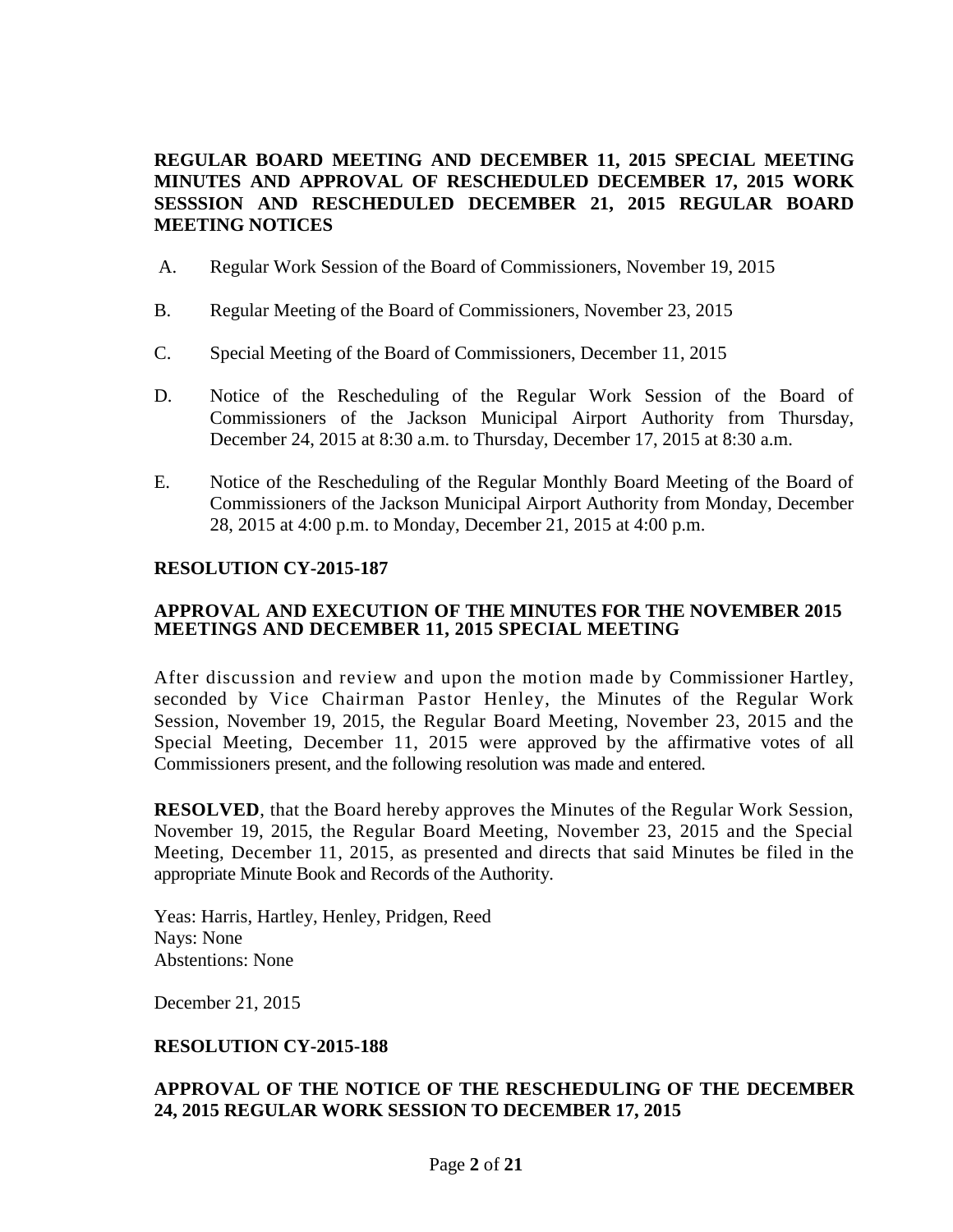**REGULAR BOARD MEETING AND DECEMBER 11, 2015 SPECIAL MEETING MINUTES AND APPROVAL OF RESCHEDULED DECEMBER 17, 2015 WORK SESSSION AND RESCHEDULED DECEMBER 21, 2015 REGULAR BOARD MEETING NOTICES**

A. Regular Work Session of the Board of Commissioners, November 19, 2015

B. Regular Meeting of the Board of Commissioners, November 23, 2015

C. Special Meeting of the Board of Commissioners, December 11, 2015

D. Notice of the Rescheduling of the Regular Work Session of the Board of Commissioners of the Jackson Municipal Airport Authority from Thursday, December 24, 2015 at 8:30 a.m. to Thursday, December 17, 2015 at 8:30 a.m.

E. Notice of the Rescheduling of the Regular Monthly Board Meeting of the Board of Commissioners of the Jackson Municipal Airport Authority from Monday, December 28, 2015 at 4:00 p.m. to Monday, December 21, 2015 at 4:00 p.m.

**RESOLUTION CY-2015-187**

**APPROVAL AND EXECUTION OF THE MINUTES FOR THE NOVEMBER 2015 MEETINGS AND DECEMBER 11, 2015 SPECIAL MEETING**

After discussion and review and upon the motion made by Commissioner Hartley, seconded by Vice Chairman Pastor Henley, the Minutes of the Regular Work Session, November 19, 2015, the Regular Board Meeting, November 23, 2015 and the Special Meeting, December 11, 2015 were approved by the affirmative votes of all Commissioners present, and the following resolution was made and entered.

**RESOLVED**, that the Board hereby approves the Minutes of the Regular Work Session, November 19, 2015, the Regular Board Meeting, November 23, 2015 and the Special Meeting, December 11, 2015, as presented and directs that said Minutes be filed in the appropriate Minute Book and Records of the Authority.

Yeas: Harris, Hartley, Henley, Pridgen, Reed
Nays: None
Abstentions: None

December 21, 2015

**RESOLUTION CY-2015-188**

**APPROVAL OF THE NOTICE OF THE RESCHEDULING OF THE DECEMBER 24, 2015 REGULAR WORK SESSION TO DECEMBER 17, 2015**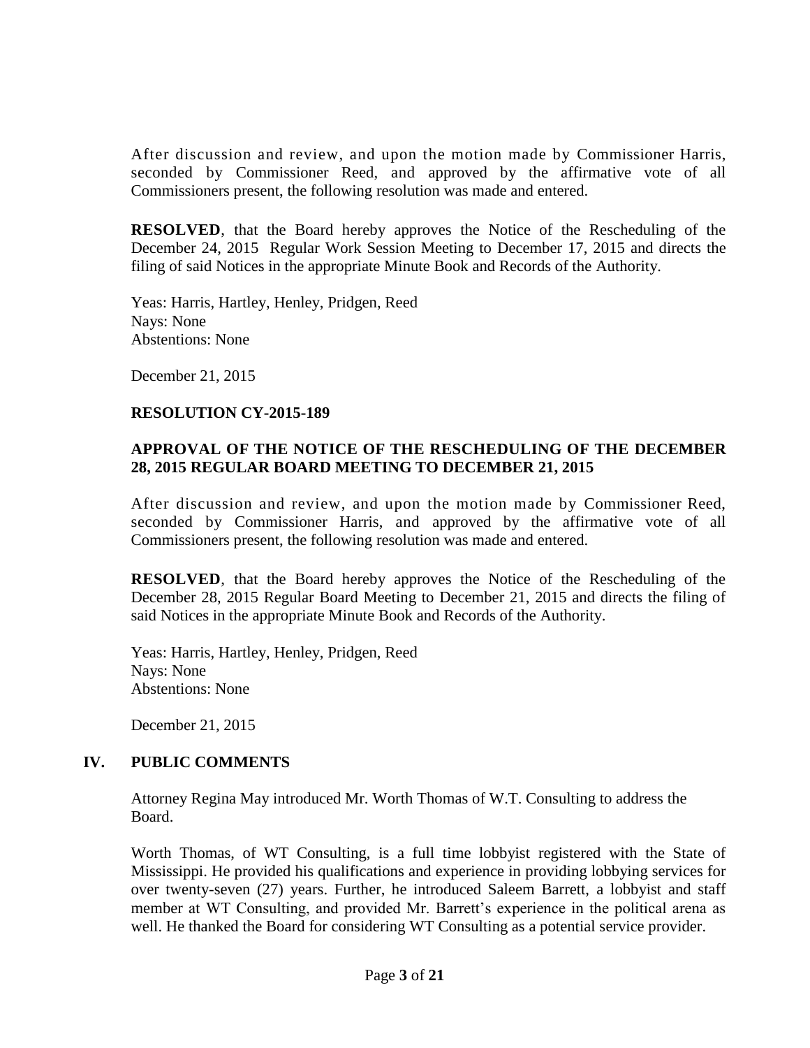After discussion and review, and upon the motion made by Commissioner Harris, seconded by Commissioner Reed, and approved by the affirmative vote of all Commissioners present, the following resolution was made and entered.

**RESOLVED**, that the Board hereby approves the Notice of the Rescheduling of the December 24, 2015 Regular Work Session Meeting to December 17, 2015 and directs the filing of said Notices in the appropriate Minute Book and Records of the Authority.

Yeas: Harris, Hartley, Henley, Pridgen, Reed  
Nays: None  
Abstentions: None

December 21, 2015

**RESOLUTION CY-2015-189**

**APPROVAL OF THE NOTICE OF THE RESCHEDULING OF THE DECEMBER 28, 2015 REGULAR BOARD MEETING TO DECEMBER 21, 2015**

After discussion and review, and upon the motion made by Commissioner Reed, seconded by Commissioner Harris, and approved by the affirmative vote of all Commissioners present, the following resolution was made and entered.

**RESOLVED**, that the Board hereby approves the Notice of the Rescheduling of the December 28, 2015 Regular Board Meeting to December 21, 2015 and directs the filing of said Notices in the appropriate Minute Book and Records of the Authority.

Yeas: Harris, Hartley, Henley, Pridgen, Reed  
Nays: None  
Abstentions: None

December 21, 2015

## IV. PUBLIC COMMENTS

Attorney Regina May introduced Mr. Worth Thomas of W.T. Consulting to address the Board.

Worth Thomas, of WT Consulting, is a full time lobbyist registered with the State of Mississippi. He provided his qualifications and experience in providing lobbying services for over twenty-seven (27) years. Further, he introduced Saleem Barrett, a lobbyist and staff member at WT Consulting, and provided Mr. Barrett's experience in the political arena as well. He thanked the Board for considering WT Consulting as a potential service provider.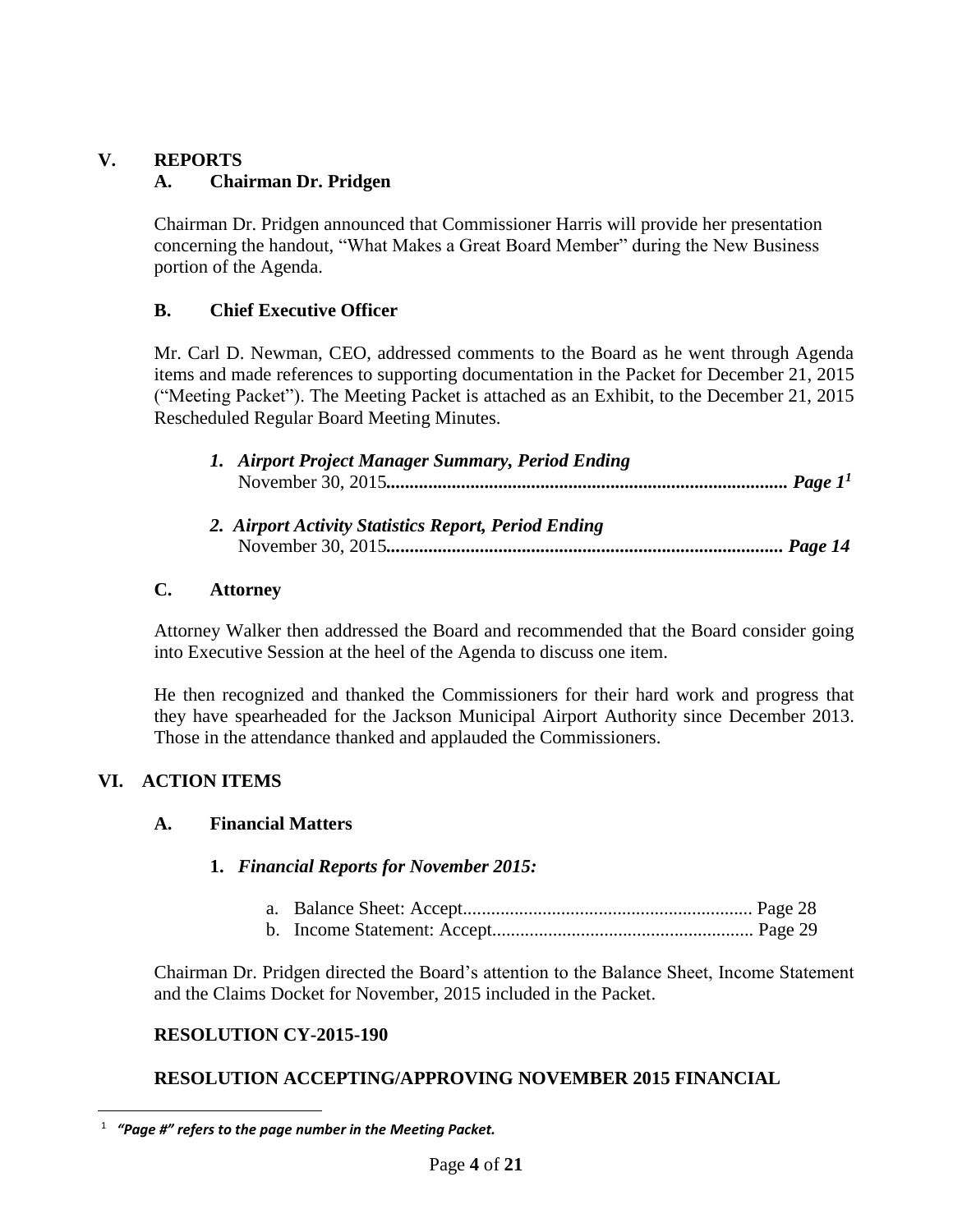## V. REPORTS

### A. Chairman Dr. Pridgen

Chairman Dr. Pridgen announced that Commissioner Harris will provide her presentation concerning the handout, "What Makes a Great Board Member" during the New Business portion of the Agenda.

### B. Chief Executive Officer

Mr. Carl D. Newman, CEO, addressed comments to the Board as he went through Agenda items and made references to supporting documentation in the Packet for December 21, 2015 ("Meeting Packet"). The Meeting Packet is attached as an Exhibit, to the December 21, 2015 Rescheduled Regular Board Meeting Minutes.

1. ***Airport Project Manager Summary, Period Ending*** November 30, 2015**.................................................................................** ***Page 1***[1]

2. ***Airport Activity Statistics Report, Period Ending*** November 30, 2015**.................................................................................** ***Page 14***

### C. Attorney

Attorney Walker then addressed the Board and recommended that the Board consider going into Executive Session at the heel of the Agenda to discuss one item.

He then recognized and thanked the Commissioners for their hard work and progress that they have spearheaded for the Jackson Municipal Airport Authority since December 2013. Those in the attendance thanked and applauded the Commissioners.

## VI. ACTION ITEMS

### A. Financial Matters

**1.** ***Financial Reports for November 2015:***

a. Balance Sheet: Accept............................................................. Page 28
b. Income Statement: Accept....................................................... Page 29

Chairman Dr. Pridgen directed the Board's attention to the Balance Sheet, Income Statement and the Claims Docket for November, 2015 included in the Packet.

**RESOLUTION CY-2015-190**

**RESOLUTION ACCEPTING/APPROVING NOVEMBER 2015 FINANCIAL**

---

[1] ***"Page #" refers to the page number in the Meeting Packet.***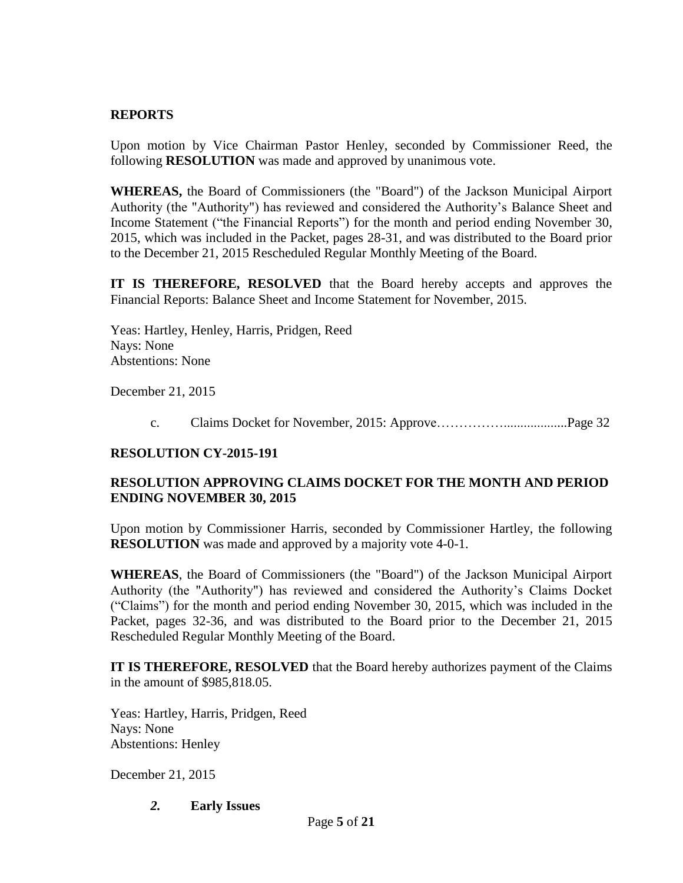**REPORTS**

Upon motion by Vice Chairman Pastor Henley, seconded by Commissioner Reed, the following **RESOLUTION** was made and approved by unanimous vote.

**WHEREAS,** the Board of Commissioners (the "Board") of the Jackson Municipal Airport Authority (the "Authority") has reviewed and considered the Authority's Balance Sheet and Income Statement ("the Financial Reports") for the month and period ending November 30, 2015, which was included in the Packet, pages 28-31, and was distributed to the Board prior to the December 21, 2015 Rescheduled Regular Monthly Meeting of the Board.

**IT IS THEREFORE, RESOLVED** that the Board hereby accepts and approves the Financial Reports: Balance Sheet and Income Statement for November, 2015.

Yeas: Hartley, Henley, Harris, Pridgen, Reed
Nays: None
Abstentions: None

December 21, 2015

c. Claims Docket for November, 2015: Approve……………..................Page 32

**RESOLUTION CY-2015-191**

**RESOLUTION APPROVING CLAIMS DOCKET FOR THE MONTH AND PERIOD ENDING NOVEMBER 30, 2015**

Upon motion by Commissioner Harris, seconded by Commissioner Hartley, the following **RESOLUTION** was made and approved by a majority vote 4-0-1.

**WHEREAS**, the Board of Commissioners (the "Board") of the Jackson Municipal Airport Authority (the "Authority") has reviewed and considered the Authority's Claims Docket ("Claims") for the month and period ending November 30, 2015, which was included in the Packet, pages 32-36, and was distributed to the Board prior to the December 21, 2015 Rescheduled Regular Monthly Meeting of the Board.

**IT IS THEREFORE, RESOLVED** that the Board hereby authorizes payment of the Claims in the amount of $985,818.05.

Yeas: Hartley, Harris, Pridgen, Reed
Nays: None
Abstentions: Henley

December 21, 2015

***2.*** **Early Issues**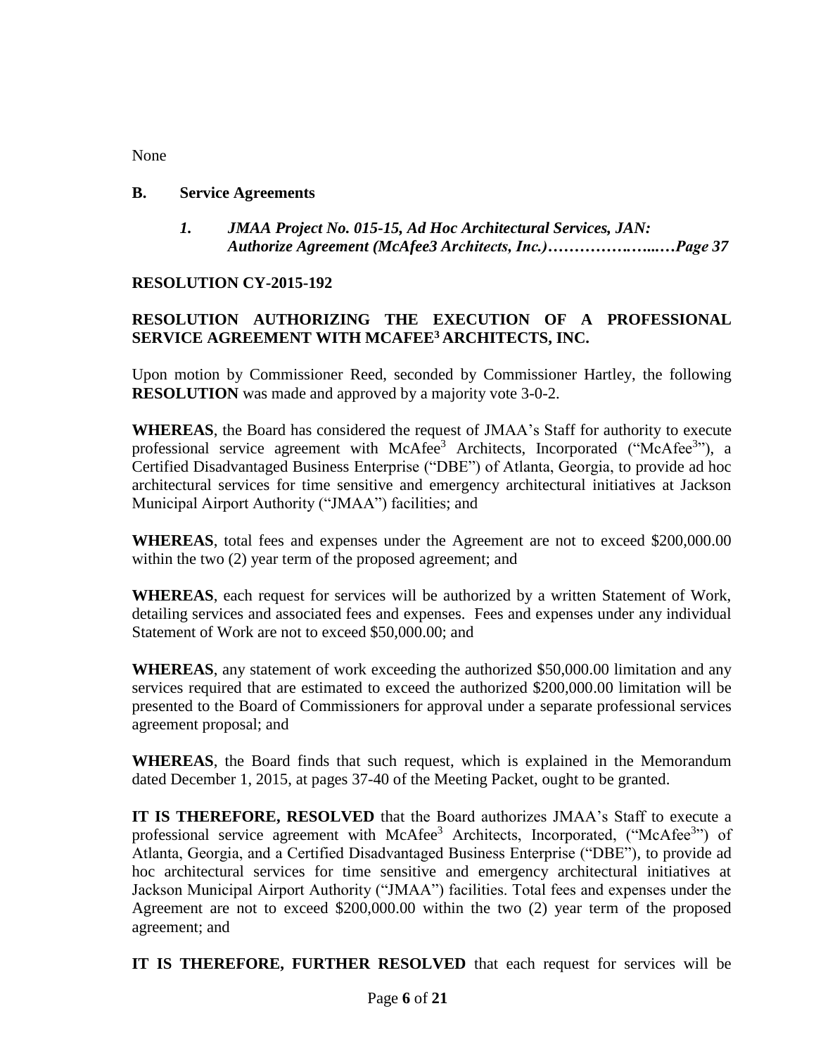None

**B. Service Agreements**

*1. JMAA Project No. 015-15, Ad Hoc Architectural Services, JAN: Authorize Agreement (McAfee3 Architects, Inc.)……………….…...…Page 37*

**RESOLUTION CY-2015-192**

**RESOLUTION AUTHORIZING THE EXECUTION OF A PROFESSIONAL SERVICE AGREEMENT WITH MCAFEE$^3$ ARCHITECTS, INC.**

Upon motion by Commissioner Reed, seconded by Commissioner Hartley, the following **RESOLUTION** was made and approved by a majority vote 3-0-2.

**WHEREAS**, the Board has considered the request of JMAA's Staff for authority to execute professional service agreement with McAfee$^3$ Architects, Incorporated ("McAfee$^3$"), a Certified Disadvantaged Business Enterprise ("DBE") of Atlanta, Georgia, to provide ad hoc architectural services for time sensitive and emergency architectural initiatives at Jackson Municipal Airport Authority ("JMAA") facilities; and

**WHEREAS**, total fees and expenses under the Agreement are not to exceed $200,000.00 within the two (2) year term of the proposed agreement; and

**WHEREAS**, each request for services will be authorized by a written Statement of Work, detailing services and associated fees and expenses. Fees and expenses under any individual Statement of Work are not to exceed $50,000.00; and

**WHEREAS**, any statement of work exceeding the authorized $50,000.00 limitation and any services required that are estimated to exceed the authorized $200,000.00 limitation will be presented to the Board of Commissioners for approval under a separate professional services agreement proposal; and

**WHEREAS**, the Board finds that such request, which is explained in the Memorandum dated December 1, 2015, at pages 37-40 of the Meeting Packet, ought to be granted.

**IT IS THEREFORE, RESOLVED** that the Board authorizes JMAA's Staff to execute a professional service agreement with McAfee$^3$ Architects, Incorporated, ("McAfee$^3$") of Atlanta, Georgia, and a Certified Disadvantaged Business Enterprise ("DBE"), to provide ad hoc architectural services for time sensitive and emergency architectural initiatives at Jackson Municipal Airport Authority ("JMAA") facilities. Total fees and expenses under the Agreement are not to exceed $200,000.00 within the two (2) year term of the proposed agreement; and

**IT IS THEREFORE, FURTHER RESOLVED** that each request for services will be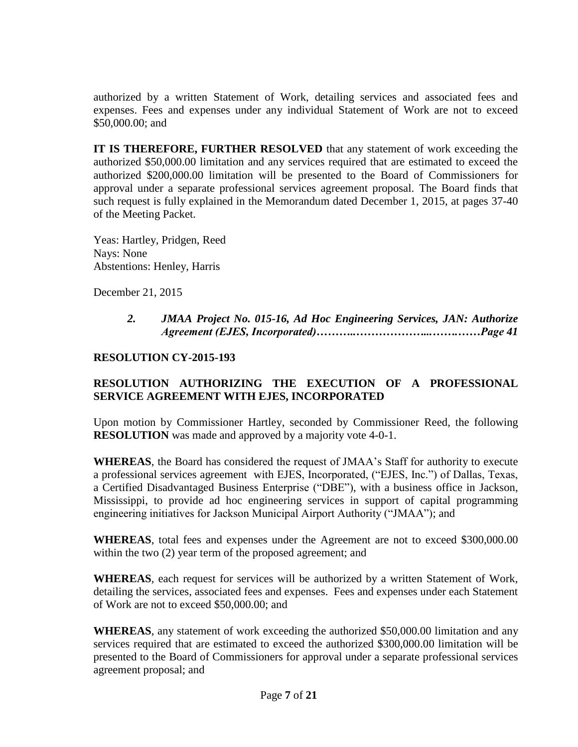authorized by a written Statement of Work, detailing services and associated fees and expenses. Fees and expenses under any individual Statement of Work are not to exceed $50,000.00; and

**IT IS THEREFORE, FURTHER RESOLVED** that any statement of work exceeding the authorized $50,000.00 limitation and any services required that are estimated to exceed the authorized $200,000.00 limitation will be presented to the Board of Commissioners for approval under a separate professional services agreement proposal. The Board finds that such request is fully explained in the Memorandum dated December 1, 2015, at pages 37-40 of the Meeting Packet.

Yeas: Hartley, Pridgen, Reed
Nays: None
Abstentions: Henley, Harris

December 21, 2015

> ***2. JMAA Project No. 015-16, Ad Hoc Engineering Services, JAN: Authorize Agreement (EJES, Incorporated)………..………………...……..……Page 41***

**RESOLUTION CY-2015-193**

**RESOLUTION AUTHORIZING THE EXECUTION OF A PROFESSIONAL SERVICE AGREEMENT WITH EJES, INCORPORATED**

Upon motion by Commissioner Hartley, seconded by Commissioner Reed, the following **RESOLUTION** was made and approved by a majority vote 4-0-1.

**WHEREAS**, the Board has considered the request of JMAA's Staff for authority to execute a professional services agreement with EJES, Incorporated, ("EJES, Inc.") of Dallas, Texas, a Certified Disadvantaged Business Enterprise ("DBE"), with a business office in Jackson, Mississippi, to provide ad hoc engineering services in support of capital programming engineering initiatives for Jackson Municipal Airport Authority ("JMAA"); and

**WHEREAS**, total fees and expenses under the Agreement are not to exceed $300,000.00 within the two (2) year term of the proposed agreement; and

**WHEREAS**, each request for services will be authorized by a written Statement of Work, detailing the services, associated fees and expenses. Fees and expenses under each Statement of Work are not to exceed $50,000.00; and

**WHEREAS**, any statement of work exceeding the authorized $50,000.00 limitation and any services required that are estimated to exceed the authorized $300,000.00 limitation will be presented to the Board of Commissioners for approval under a separate professional services agreement proposal; and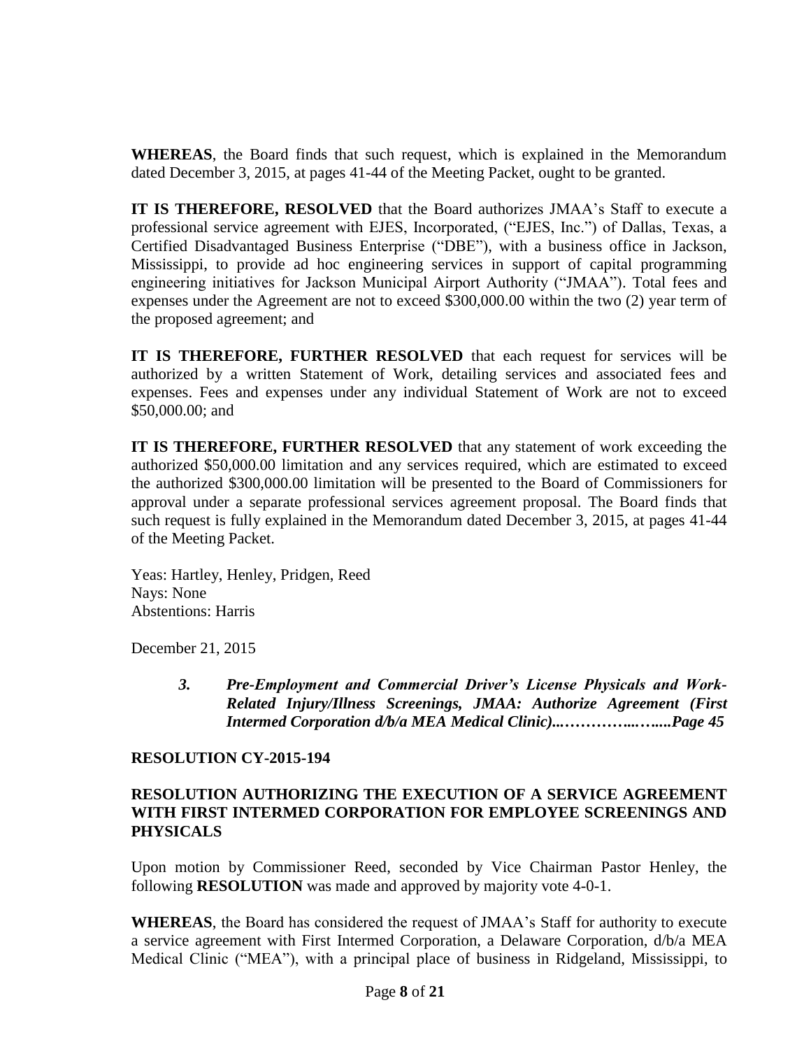**WHEREAS**, the Board finds that such request, which is explained in the Memorandum dated December 3, 2015, at pages 41-44 of the Meeting Packet, ought to be granted.

**IT IS THEREFORE, RESOLVED** that the Board authorizes JMAA's Staff to execute a professional service agreement with EJES, Incorporated, ("EJES, Inc.") of Dallas, Texas, a Certified Disadvantaged Business Enterprise ("DBE"), with a business office in Jackson, Mississippi, to provide ad hoc engineering services in support of capital programming engineering initiatives for Jackson Municipal Airport Authority ("JMAA"). Total fees and expenses under the Agreement are not to exceed $300,000.00 within the two (2) year term of the proposed agreement; and

**IT IS THEREFORE, FURTHER RESOLVED** that each request for services will be authorized by a written Statement of Work, detailing services and associated fees and expenses. Fees and expenses under any individual Statement of Work are not to exceed $50,000.00; and

**IT IS THEREFORE, FURTHER RESOLVED** that any statement of work exceeding the authorized $50,000.00 limitation and any services required, which are estimated to exceed the authorized $300,000.00 limitation will be presented to the Board of Commissioners for approval under a separate professional services agreement proposal. The Board finds that such request is fully explained in the Memorandum dated December 3, 2015, at pages 41-44 of the Meeting Packet.

Yeas: Hartley, Henley, Pridgen, Reed
Nays: None
Abstentions: Harris

December 21, 2015

> ***3. Pre-Employment and Commercial Driver's License Physicals and Work-Related Injury/Illness Screenings, JMAA: Authorize Agreement (First Intermed Corporation d/b/a MEA Medical Clinic)..…………...…....Page 45***

**RESOLUTION CY-2015-194**

**RESOLUTION AUTHORIZING THE EXECUTION OF A SERVICE AGREEMENT WITH FIRST INTERMED CORPORATION FOR EMPLOYEE SCREENINGS AND PHYSICALS**

Upon motion by Commissioner Reed, seconded by Vice Chairman Pastor Henley, the following **RESOLUTION** was made and approved by majority vote 4-0-1.

**WHEREAS**, the Board has considered the request of JMAA's Staff for authority to execute a service agreement with First Intermed Corporation, a Delaware Corporation, d/b/a MEA Medical Clinic ("MEA"), with a principal place of business in Ridgeland, Mississippi, to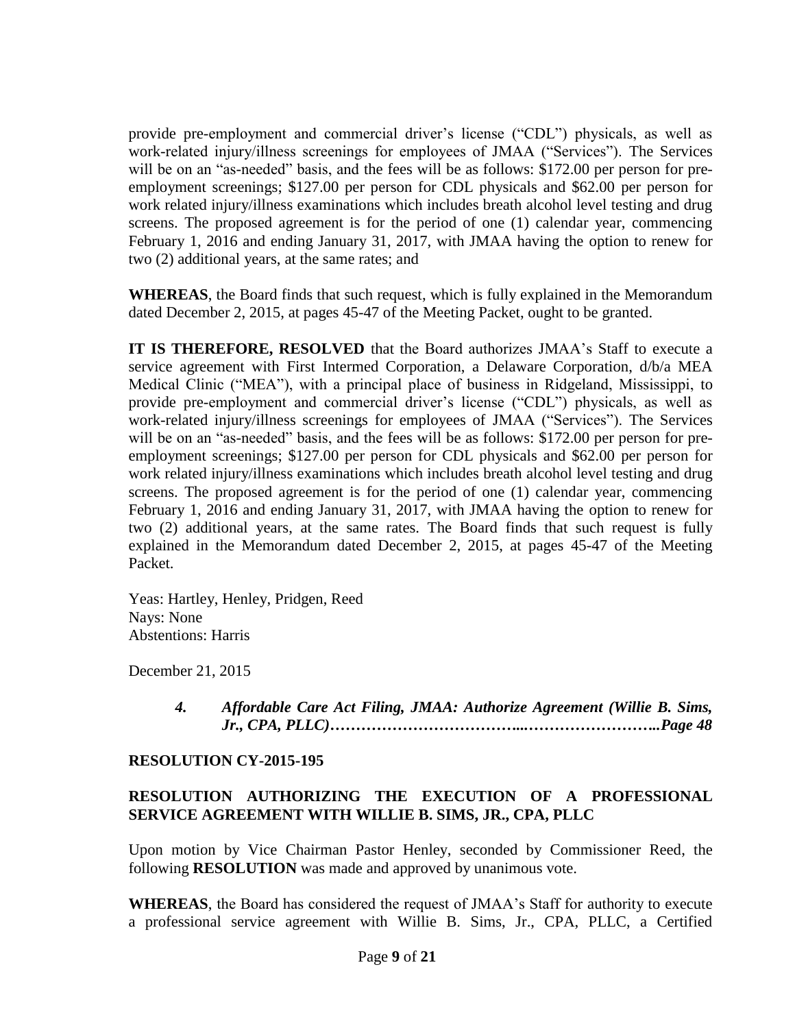provide pre-employment and commercial driver's license ("CDL") physicals, as well as work-related injury/illness screenings for employees of JMAA ("Services"). The Services will be on an "as-needed" basis, and the fees will be as follows: $172.00 per person for pre-employment screenings; $127.00 per person for CDL physicals and $62.00 per person for work related injury/illness examinations which includes breath alcohol level testing and drug screens. The proposed agreement is for the period of one (1) calendar year, commencing February 1, 2016 and ending January 31, 2017, with JMAA having the option to renew for two (2) additional years, at the same rates; and

**WHEREAS**, the Board finds that such request, which is fully explained in the Memorandum dated December 2, 2015, at pages 45-47 of the Meeting Packet, ought to be granted.

**IT IS THEREFORE, RESOLVED** that the Board authorizes JMAA's Staff to execute a service agreement with First Intermed Corporation, a Delaware Corporation, d/b/a MEA Medical Clinic ("MEA"), with a principal place of business in Ridgeland, Mississippi, to provide pre-employment and commercial driver's license ("CDL") physicals, as well as work-related injury/illness screenings for employees of JMAA ("Services"). The Services will be on an "as-needed" basis, and the fees will be as follows: $172.00 per person for pre-employment screenings; $127.00 per person for CDL physicals and $62.00 per person for work related injury/illness examinations which includes breath alcohol level testing and drug screens. The proposed agreement is for the period of one (1) calendar year, commencing February 1, 2016 and ending January 31, 2017, with JMAA having the option to renew for two (2) additional years, at the same rates. The Board finds that such request is fully explained in the Memorandum dated December 2, 2015, at pages 45-47 of the Meeting Packet.

Yeas: Hartley, Henley, Pridgen, Reed
Nays: None
Abstentions: Harris

December 21, 2015

> ***4. Affordable Care Act Filing, JMAA: Authorize Agreement (Willie B. Sims, Jr., CPA, PLLC)……………………………...……………………..Page 48***

**RESOLUTION CY-2015-195**

**RESOLUTION AUTHORIZING THE EXECUTION OF A PROFESSIONAL SERVICE AGREEMENT WITH WILLIE B. SIMS, JR., CPA, PLLC**

Upon motion by Vice Chairman Pastor Henley, seconded by Commissioner Reed, the following **RESOLUTION** was made and approved by unanimous vote.

**WHEREAS**, the Board has considered the request of JMAA's Staff for authority to execute a professional service agreement with Willie B. Sims, Jr., CPA, PLLC, a Certified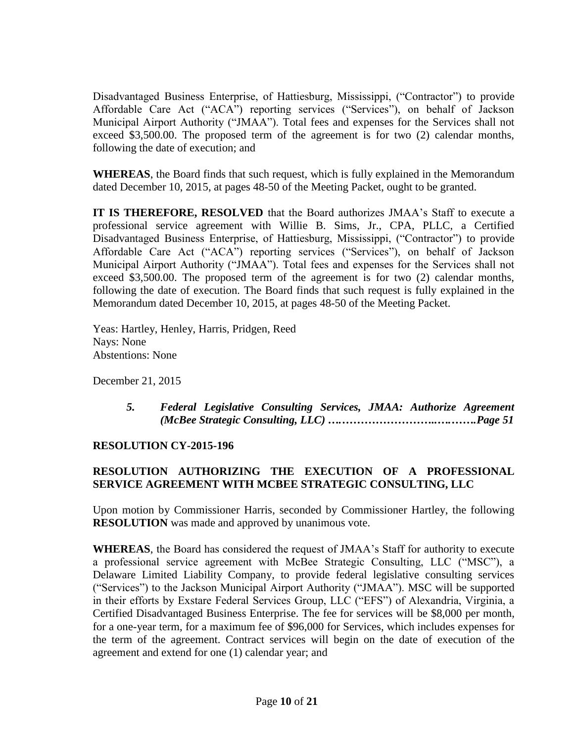Disadvantaged Business Enterprise, of Hattiesburg, Mississippi, ("Contractor") to provide Affordable Care Act ("ACA") reporting services ("Services"), on behalf of Jackson Municipal Airport Authority ("JMAA"). Total fees and expenses for the Services shall not exceed $3,500.00. The proposed term of the agreement is for two (2) calendar months, following the date of execution; and

**WHEREAS**, the Board finds that such request, which is fully explained in the Memorandum dated December 10, 2015, at pages 48-50 of the Meeting Packet, ought to be granted.

**IT IS THEREFORE, RESOLVED** that the Board authorizes JMAA's Staff to execute a professional service agreement with Willie B. Sims, Jr., CPA, PLLC, a Certified Disadvantaged Business Enterprise, of Hattiesburg, Mississippi, ("Contractor") to provide Affordable Care Act ("ACA") reporting services ("Services"), on behalf of Jackson Municipal Airport Authority ("JMAA"). Total fees and expenses for the Services shall not exceed $3,500.00. The proposed term of the agreement is for two (2) calendar months, following the date of execution. The Board finds that such request is fully explained in the Memorandum dated December 10, 2015, at pages 48-50 of the Meeting Packet.

Yeas: Hartley, Henley, Harris, Pridgen, Reed
Nays: None
Abstentions: None

December 21, 2015

> ***5. Federal Legislative Consulting Services, JMAA: Authorize Agreement (McBee Strategic Consulting, LLC) ……………………..……….Page 51***

**RESOLUTION CY-2015-196**

**RESOLUTION AUTHORIZING THE EXECUTION OF A PROFESSIONAL SERVICE AGREEMENT WITH MCBEE STRATEGIC CONSULTING, LLC**

Upon motion by Commissioner Harris, seconded by Commissioner Hartley, the following **RESOLUTION** was made and approved by unanimous vote.

**WHEREAS**, the Board has considered the request of JMAA's Staff for authority to execute a professional service agreement with McBee Strategic Consulting, LLC ("MSC"), a Delaware Limited Liability Company, to provide federal legislative consulting services ("Services") to the Jackson Municipal Airport Authority ("JMAA"). MSC will be supported in their efforts by Exstare Federal Services Group, LLC ("EFS") of Alexandria, Virginia, a Certified Disadvantaged Business Enterprise. The fee for services will be $8,000 per month, for a one-year term, for a maximum fee of $96,000 for Services, which includes expenses for the term of the agreement. Contract services will begin on the date of execution of the agreement and extend for one (1) calendar year; and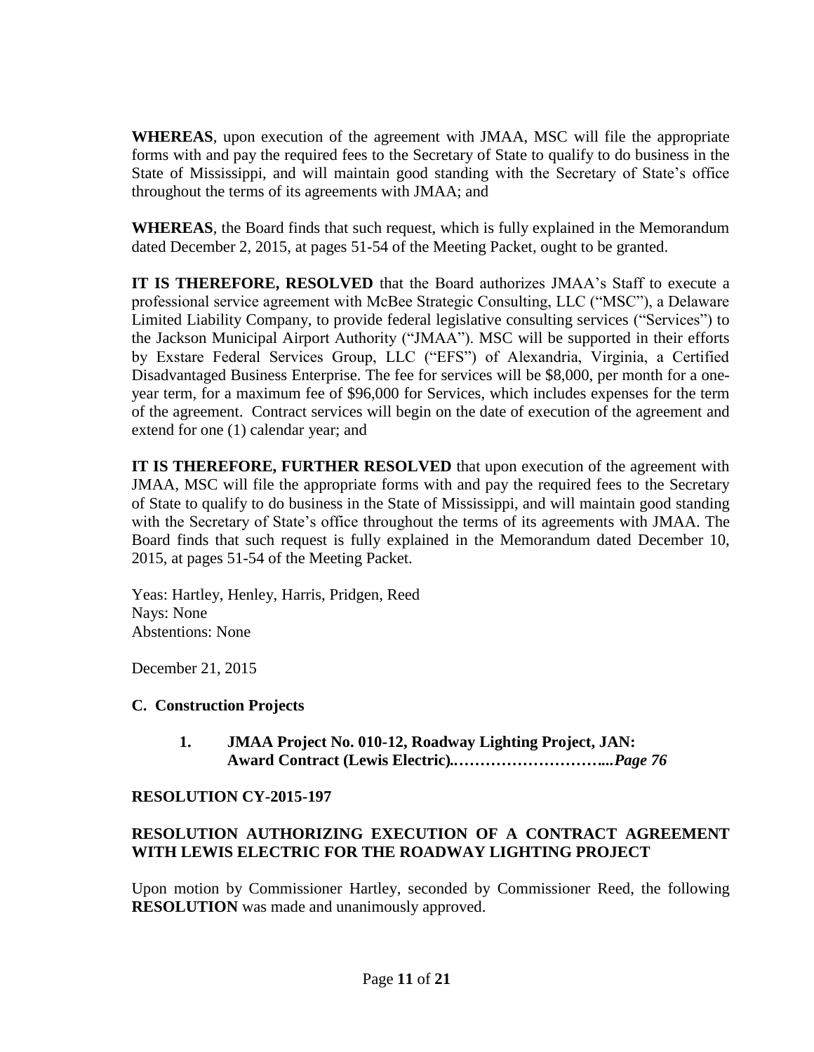**WHEREAS**, upon execution of the agreement with JMAA, MSC will file the appropriate forms with and pay the required fees to the Secretary of State to qualify to do business in the State of Mississippi, and will maintain good standing with the Secretary of State's office throughout the terms of its agreements with JMAA; and

**WHEREAS**, the Board finds that such request, which is fully explained in the Memorandum dated December 2, 2015, at pages 51-54 of the Meeting Packet, ought to be granted.

**IT IS THEREFORE, RESOLVED** that the Board authorizes JMAA's Staff to execute a professional service agreement with McBee Strategic Consulting, LLC ("MSC"), a Delaware Limited Liability Company, to provide federal legislative consulting services ("Services") to the Jackson Municipal Airport Authority ("JMAA"). MSC will be supported in their efforts by Exstare Federal Services Group, LLC ("EFS") of Alexandria, Virginia, a Certified Disadvantaged Business Enterprise. The fee for services will be $8,000, per month for a one-year term, for a maximum fee of $96,000 for Services, which includes expenses for the term of the agreement. Contract services will begin on the date of execution of the agreement and extend for one (1) calendar year; and

**IT IS THEREFORE, FURTHER RESOLVED** that upon execution of the agreement with JMAA, MSC will file the appropriate forms with and pay the required fees to the Secretary of State to qualify to do business in the State of Mississippi, and will maintain good standing with the Secretary of State's office throughout the terms of its agreements with JMAA. The Board finds that such request is fully explained in the Memorandum dated December 10, 2015, at pages 51-54 of the Meeting Packet.

Yeas: Hartley, Henley, Harris, Pridgen, Reed
Nays: None
Abstentions: None

December 21, 2015

**C. Construction Projects**

1. **JMAA Project No. 010-12, Roadway Lighting Project, JAN: Award Contract (Lewis Electric).…………………….....*Page 76***

**RESOLUTION CY-2015-197**

**RESOLUTION AUTHORIZING EXECUTION OF A CONTRACT AGREEMENT WITH LEWIS ELECTRIC FOR THE ROADWAY LIGHTING PROJECT**

Upon motion by Commissioner Hartley, seconded by Commissioner Reed, the following **RESOLUTION** was made and unanimously approved.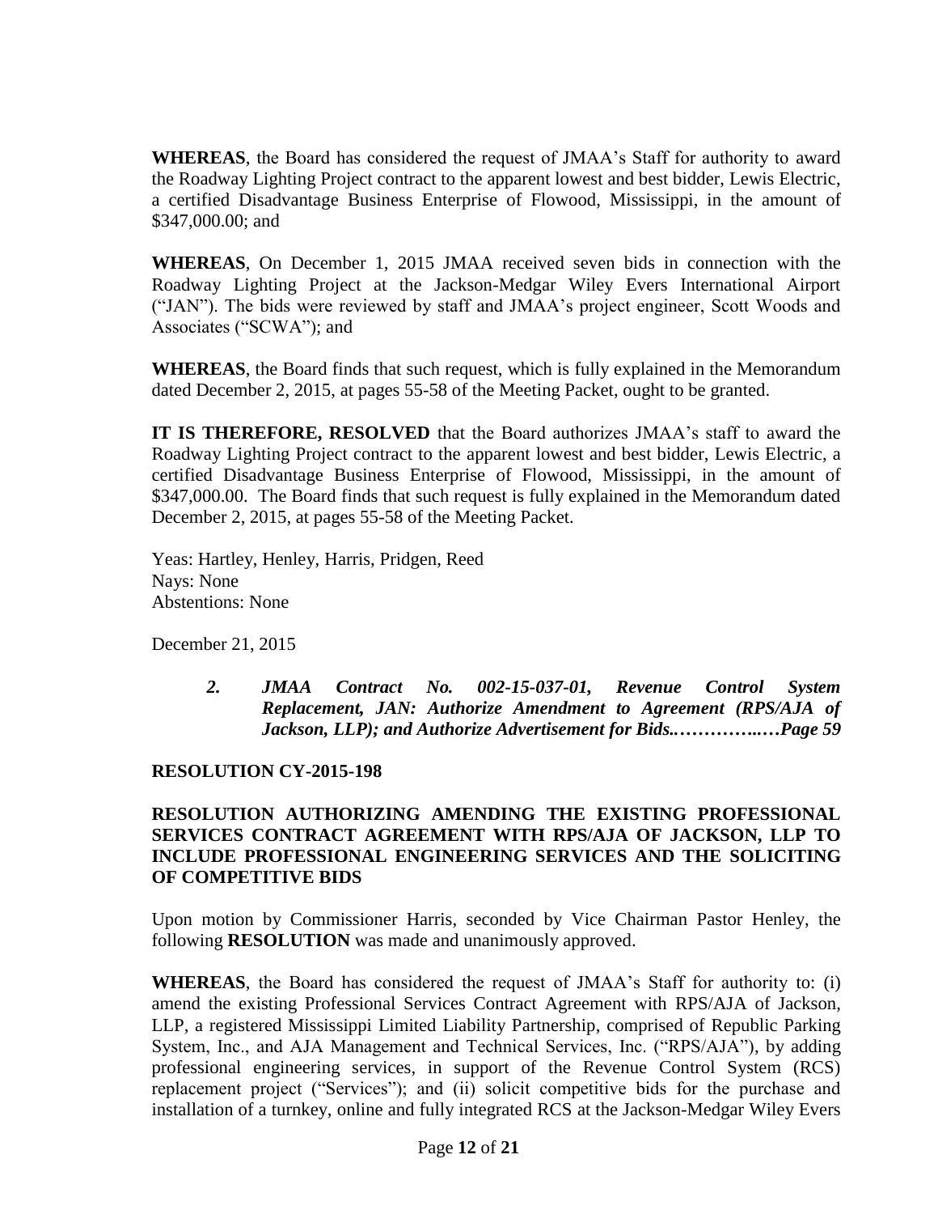**WHEREAS**, the Board has considered the request of JMAA's Staff for authority to award the Roadway Lighting Project contract to the apparent lowest and best bidder, Lewis Electric, a certified Disadvantage Business Enterprise of Flowood, Mississippi, in the amount of $347,000.00; and

**WHEREAS**, On December 1, 2015 JMAA received seven bids in connection with the Roadway Lighting Project at the Jackson-Medgar Wiley Evers International Airport ("JAN"). The bids were reviewed by staff and JMAA's project engineer, Scott Woods and Associates ("SCWA"); and

**WHEREAS**, the Board finds that such request, which is fully explained in the Memorandum dated December 2, 2015, at pages 55-58 of the Meeting Packet, ought to be granted.

**IT IS THEREFORE, RESOLVED** that the Board authorizes JMAA's staff to award the Roadway Lighting Project contract to the apparent lowest and best bidder, Lewis Electric, a certified Disadvantage Business Enterprise of Flowood, Mississippi, in the amount of $347,000.00. The Board finds that such request is fully explained in the Memorandum dated December 2, 2015, at pages 55-58 of the Meeting Packet.

Yeas: Hartley, Henley, Harris, Pridgen, Reed
Nays: None
Abstentions: None

December 21, 2015

> ***2. JMAA Contract No. 002-15-037-01, Revenue Control System Replacement, JAN: Authorize Amendment to Agreement (RPS/AJA of Jackson, LLP); and Authorize Advertisement for Bids..…………..…Page 59***

**RESOLUTION CY-2015-198**

**RESOLUTION AUTHORIZING AMENDING THE EXISTING PROFESSIONAL SERVICES CONTRACT AGREEMENT WITH RPS/AJA OF JACKSON, LLP TO INCLUDE PROFESSIONAL ENGINEERING SERVICES AND THE SOLICITING OF COMPETITIVE BIDS**

Upon motion by Commissioner Harris, seconded by Vice Chairman Pastor Henley, the following **RESOLUTION** was made and unanimously approved.

**WHEREAS**, the Board has considered the request of JMAA's Staff for authority to: (i) amend the existing Professional Services Contract Agreement with RPS/AJA of Jackson, LLP, a registered Mississippi Limited Liability Partnership, comprised of Republic Parking System, Inc., and AJA Management and Technical Services, Inc. ("RPS/AJA"), by adding professional engineering services, in support of the Revenue Control System (RCS) replacement project ("Services"); and (ii) solicit competitive bids for the purchase and installation of a turnkey, online and fully integrated RCS at the Jackson-Medgar Wiley Evers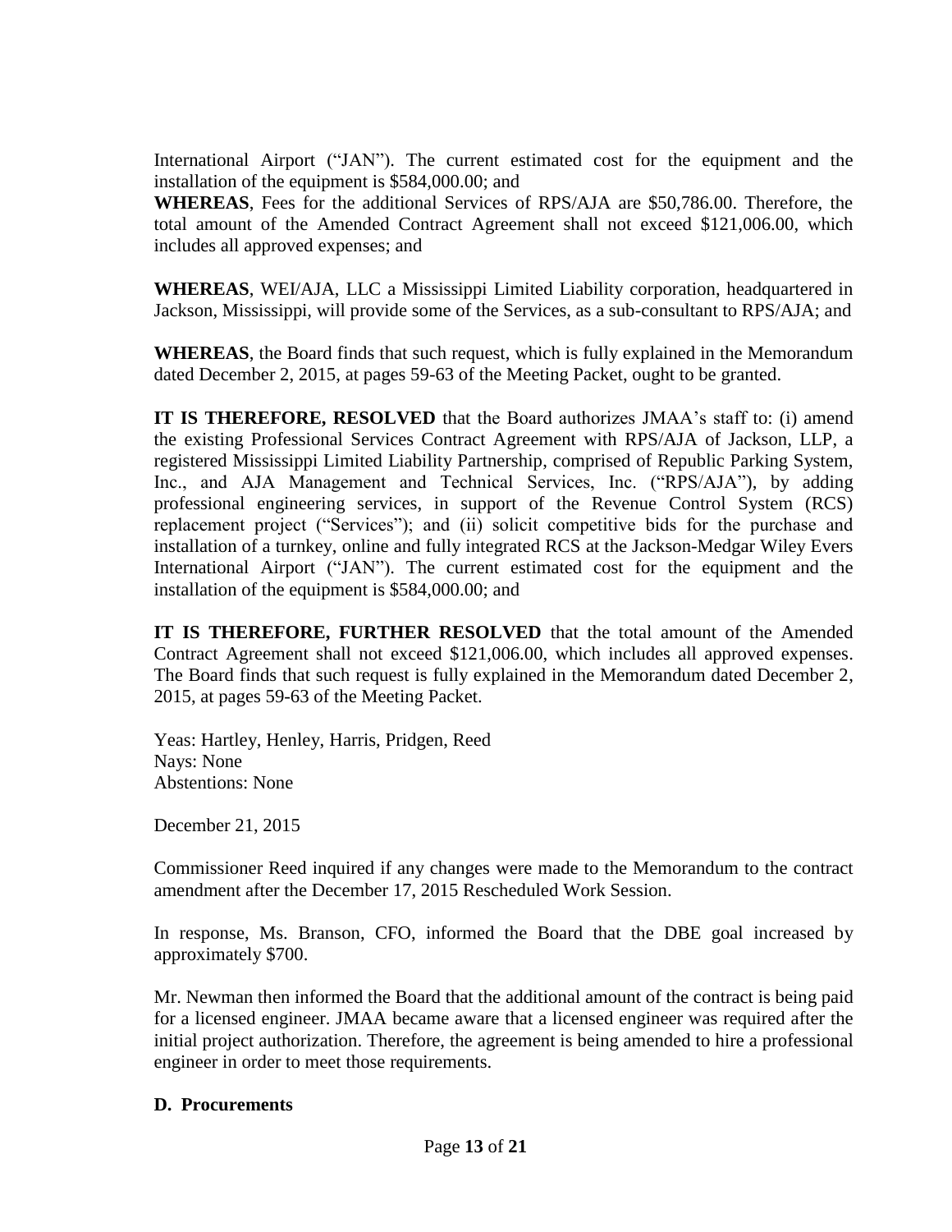International Airport ("JAN"). The current estimated cost for the equipment and the installation of the equipment is $584,000.00; and

**WHEREAS**, Fees for the additional Services of RPS/AJA are $50,786.00. Therefore, the total amount of the Amended Contract Agreement shall not exceed $121,006.00, which includes all approved expenses; and

**WHEREAS**, WEI/AJA, LLC a Mississippi Limited Liability corporation, headquartered in Jackson, Mississippi, will provide some of the Services, as a sub-consultant to RPS/AJA; and

**WHEREAS**, the Board finds that such request, which is fully explained in the Memorandum dated December 2, 2015, at pages 59-63 of the Meeting Packet, ought to be granted.

**IT IS THEREFORE, RESOLVED** that the Board authorizes JMAA's staff to: (i) amend the existing Professional Services Contract Agreement with RPS/AJA of Jackson, LLP, a registered Mississippi Limited Liability Partnership, comprised of Republic Parking System, Inc., and AJA Management and Technical Services, Inc. ("RPS/AJA"), by adding professional engineering services, in support of the Revenue Control System (RCS) replacement project ("Services"); and (ii) solicit competitive bids for the purchase and installation of a turnkey, online and fully integrated RCS at the Jackson-Medgar Wiley Evers International Airport ("JAN"). The current estimated cost for the equipment and the installation of the equipment is $584,000.00; and

**IT IS THEREFORE, FURTHER RESOLVED** that the total amount of the Amended Contract Agreement shall not exceed $121,006.00, which includes all approved expenses. The Board finds that such request is fully explained in the Memorandum dated December 2, 2015, at pages 59-63 of the Meeting Packet.

Yeas: Hartley, Henley, Harris, Pridgen, Reed
Nays: None
Abstentions: None

December 21, 2015

Commissioner Reed inquired if any changes were made to the Memorandum to the contract amendment after the December 17, 2015 Rescheduled Work Session.

In response, Ms. Branson, CFO, informed the Board that the DBE goal increased by approximately $700.

Mr. Newman then informed the Board that the additional amount of the contract is being paid for a licensed engineer. JMAA became aware that a licensed engineer was required after the initial project authorization. Therefore, the agreement is being amended to hire a professional engineer in order to meet those requirements.

**D. Procurements**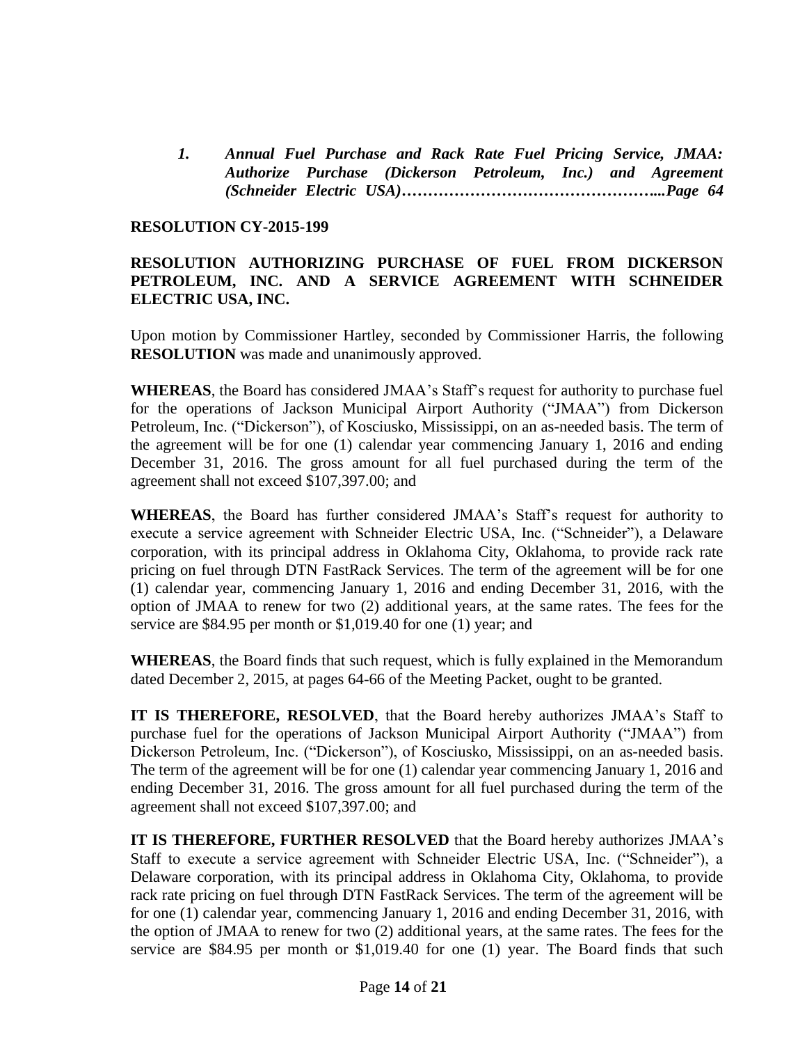*1. Annual Fuel Purchase and Rack Rate Fuel Pricing Service, JMAA: Authorize Purchase (Dickerson Petroleum, Inc.) and Agreement (Schneider Electric USA)…………………………………………...Page 64*

**RESOLUTION CY-2015-199**

**RESOLUTION AUTHORIZING PURCHASE OF FUEL FROM DICKERSON PETROLEUM, INC. AND A SERVICE AGREEMENT WITH SCHNEIDER ELECTRIC USA, INC.**

Upon motion by Commissioner Hartley, seconded by Commissioner Harris, the following **RESOLUTION** was made and unanimously approved.

**WHEREAS**, the Board has considered JMAA's Staff's request for authority to purchase fuel for the operations of Jackson Municipal Airport Authority ("JMAA") from Dickerson Petroleum, Inc. ("Dickerson"), of Kosciusko, Mississippi, on an as-needed basis. The term of the agreement will be for one (1) calendar year commencing January 1, 2016 and ending December 31, 2016. The gross amount for all fuel purchased during the term of the agreement shall not exceed $107,397.00; and

**WHEREAS**, the Board has further considered JMAA's Staff's request for authority to execute a service agreement with Schneider Electric USA, Inc. ("Schneider"), a Delaware corporation, with its principal address in Oklahoma City, Oklahoma, to provide rack rate pricing on fuel through DTN FastRack Services. The term of the agreement will be for one (1) calendar year, commencing January 1, 2016 and ending December 31, 2016, with the option of JMAA to renew for two (2) additional years, at the same rates. The fees for the service are $84.95 per month or $1,019.40 for one (1) year; and

**WHEREAS**, the Board finds that such request, which is fully explained in the Memorandum dated December 2, 2015, at pages 64-66 of the Meeting Packet, ought to be granted.

**IT IS THEREFORE, RESOLVED**, that the Board hereby authorizes JMAA's Staff to purchase fuel for the operations of Jackson Municipal Airport Authority ("JMAA") from Dickerson Petroleum, Inc. ("Dickerson"), of Kosciusko, Mississippi, on an as-needed basis. The term of the agreement will be for one (1) calendar year commencing January 1, 2016 and ending December 31, 2016. The gross amount for all fuel purchased during the term of the agreement shall not exceed $107,397.00; and

**IT IS THEREFORE, FURTHER RESOLVED** that the Board hereby authorizes JMAA's Staff to execute a service agreement with Schneider Electric USA, Inc. ("Schneider"), a Delaware corporation, with its principal address in Oklahoma City, Oklahoma, to provide rack rate pricing on fuel through DTN FastRack Services. The term of the agreement will be for one (1) calendar year, commencing January 1, 2016 and ending December 31, 2016, with the option of JMAA to renew for two (2) additional years, at the same rates. The fees for the service are $84.95 per month or $1,019.40 for one (1) year. The Board finds that such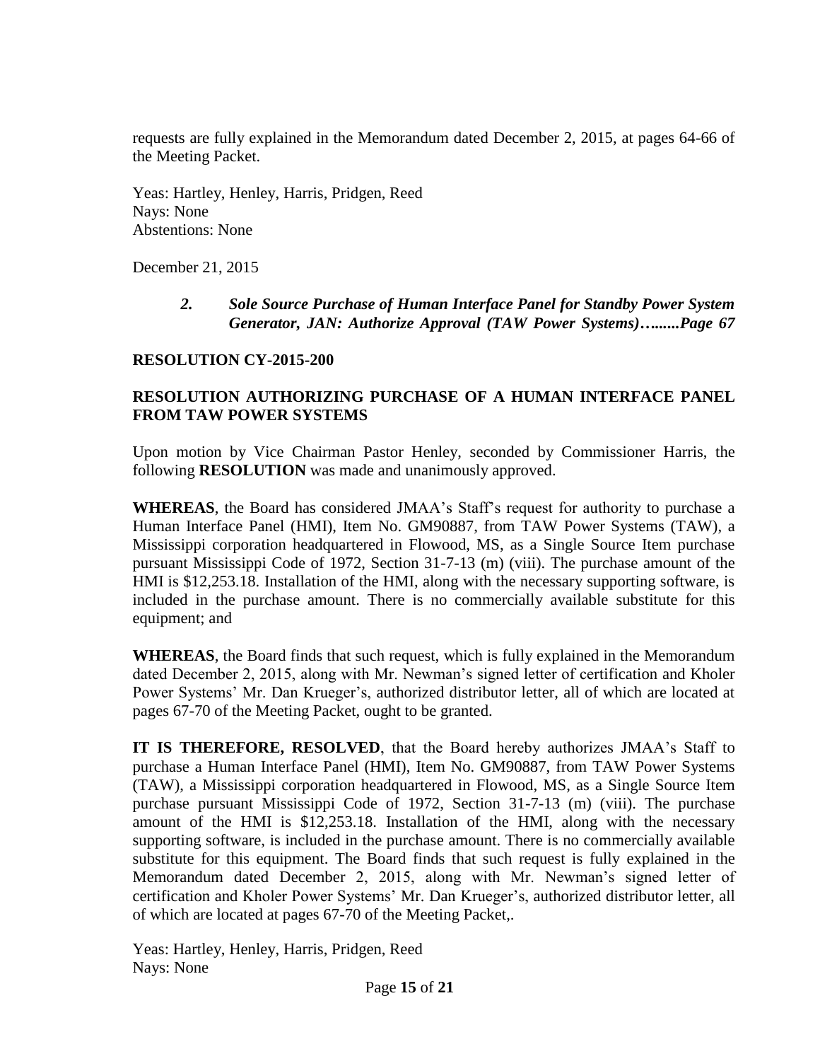requests are fully explained in the Memorandum dated December 2, 2015, at pages 64-66 of the Meeting Packet.

Yeas: Hartley, Henley, Harris, Pridgen, Reed
Nays: None
Abstentions: None

December 21, 2015

> ***2. Sole Source Purchase of Human Interface Panel for Standby Power System Generator, JAN: Authorize Approval (TAW Power Systems)……...Page 67***

**RESOLUTION CY-2015-200**

**RESOLUTION AUTHORIZING PURCHASE OF A HUMAN INTERFACE PANEL FROM TAW POWER SYSTEMS**

Upon motion by Vice Chairman Pastor Henley, seconded by Commissioner Harris, the following **RESOLUTION** was made and unanimously approved.

**WHEREAS**, the Board has considered JMAA's Staff's request for authority to purchase a Human Interface Panel (HMI), Item No. GM90887, from TAW Power Systems (TAW), a Mississippi corporation headquartered in Flowood, MS, as a Single Source Item purchase pursuant Mississippi Code of 1972, Section 31-7-13 (m) (viii). The purchase amount of the HMI is $12,253.18. Installation of the HMI, along with the necessary supporting software, is included in the purchase amount. There is no commercially available substitute for this equipment; and

**WHEREAS**, the Board finds that such request, which is fully explained in the Memorandum dated December 2, 2015, along with Mr. Newman's signed letter of certification and Kholer Power Systems' Mr. Dan Krueger's, authorized distributor letter, all of which are located at pages 67-70 of the Meeting Packet, ought to be granted.

**IT IS THEREFORE, RESOLVED**, that the Board hereby authorizes JMAA's Staff to purchase a Human Interface Panel (HMI), Item No. GM90887, from TAW Power Systems (TAW), a Mississippi corporation headquartered in Flowood, MS, as a Single Source Item purchase pursuant Mississippi Code of 1972, Section 31-7-13 (m) (viii). The purchase amount of the HMI is $12,253.18. Installation of the HMI, along with the necessary supporting software, is included in the purchase amount. There is no commercially available substitute for this equipment. The Board finds that such request is fully explained in the Memorandum dated December 2, 2015, along with Mr. Newman's signed letter of certification and Kholer Power Systems' Mr. Dan Krueger's, authorized distributor letter, all of which are located at pages 67-70 of the Meeting Packet,.

Yeas: Hartley, Henley, Harris, Pridgen, Reed
Nays: None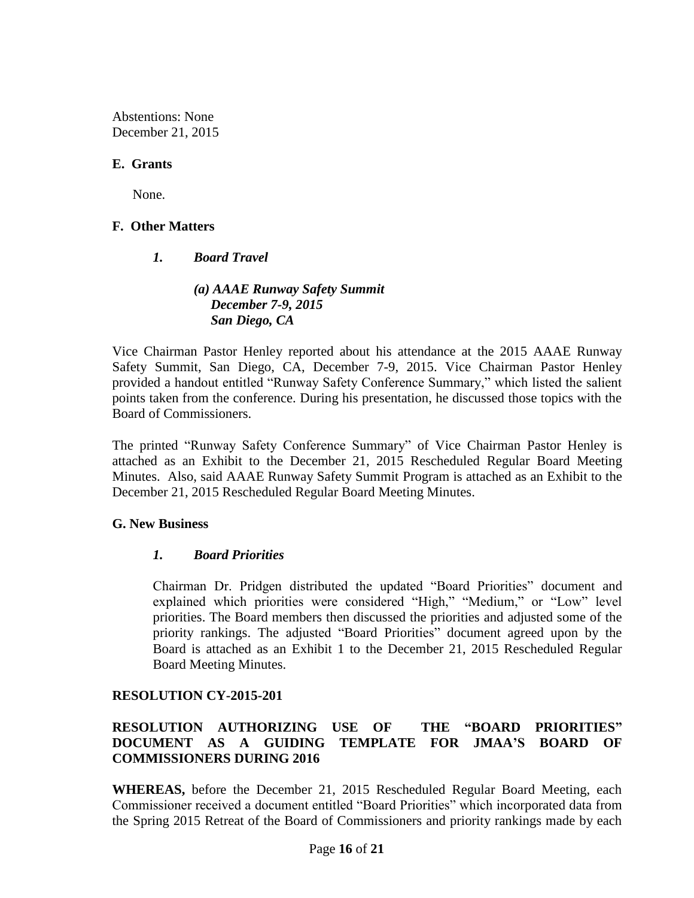Abstentions: None
December 21, 2015

**E. Grants**

None.

**F. Other Matters**

***1. Board Travel***

***(a) AAAE Runway Safety Summit***
***December 7-9, 2015***
***San Diego, CA***

Vice Chairman Pastor Henley reported about his attendance at the 2015 AAAE Runway Safety Summit, San Diego, CA, December 7-9, 2015. Vice Chairman Pastor Henley provided a handout entitled "Runway Safety Conference Summary," which listed the salient points taken from the conference. During his presentation, he discussed those topics with the Board of Commissioners.

The printed "Runway Safety Conference Summary" of Vice Chairman Pastor Henley is attached as an Exhibit to the December 21, 2015 Rescheduled Regular Board Meeting Minutes. Also, said AAAE Runway Safety Summit Program is attached as an Exhibit to the December 21, 2015 Rescheduled Regular Board Meeting Minutes.

**G. New Business**

***1. Board Priorities***

Chairman Dr. Pridgen distributed the updated "Board Priorities" document and explained which priorities were considered "High," "Medium," or "Low" level priorities. The Board members then discussed the priorities and adjusted some of the priority rankings. The adjusted "Board Priorities" document agreed upon by the Board is attached as an Exhibit 1 to the December 21, 2015 Rescheduled Regular Board Meeting Minutes.

**RESOLUTION CY-2015-201**

**RESOLUTION AUTHORIZING USE OF THE "BOARD PRIORITIES" DOCUMENT AS A GUIDING TEMPLATE FOR JMAA'S BOARD OF COMMISSIONERS DURING 2016**

**WHEREAS,** before the December 21, 2015 Rescheduled Regular Board Meeting, each Commissioner received a document entitled "Board Priorities" which incorporated data from the Spring 2015 Retreat of the Board of Commissioners and priority rankings made by each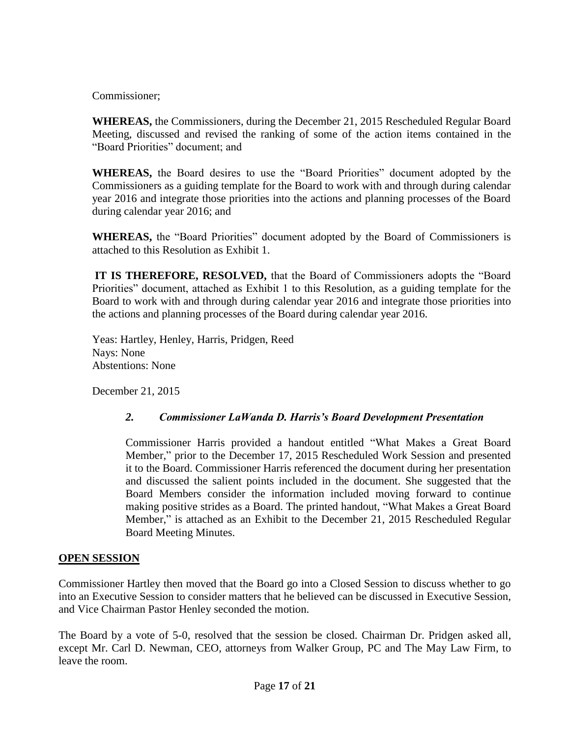Commissioner;

**WHEREAS,** the Commissioners, during the December 21, 2015 Rescheduled Regular Board Meeting, discussed and revised the ranking of some of the action items contained in the "Board Priorities" document; and

**WHEREAS,** the Board desires to use the "Board Priorities" document adopted by the Commissioners as a guiding template for the Board to work with and through during calendar year 2016 and integrate those priorities into the actions and planning processes of the Board during calendar year 2016; and

**WHEREAS,** the "Board Priorities" document adopted by the Board of Commissioners is attached to this Resolution as Exhibit 1.

**IT IS THEREFORE, RESOLVED,** that the Board of Commissioners adopts the "Board Priorities" document, attached as Exhibit 1 to this Resolution, as a guiding template for the Board to work with and through during calendar year 2016 and integrate those priorities into the actions and planning processes of the Board during calendar year 2016.

Yeas: Hartley, Henley, Harris, Pridgen, Reed
Nays: None
Abstentions: None

December 21, 2015

### *2. Commissioner LaWanda D. Harris's Board Development Presentation*

Commissioner Harris provided a handout entitled "What Makes a Great Board Member," prior to the December 17, 2015 Rescheduled Work Session and presented it to the Board. Commissioner Harris referenced the document during her presentation and discussed the salient points included in the document. She suggested that the Board Members consider the information included moving forward to continue making positive strides as a Board. The printed handout, "What Makes a Great Board Member," is attached as an Exhibit to the December 21, 2015 Rescheduled Regular Board Meeting Minutes.

## OPEN SESSION

Commissioner Hartley then moved that the Board go into a Closed Session to discuss whether to go into an Executive Session to consider matters that he believed can be discussed in Executive Session, and Vice Chairman Pastor Henley seconded the motion.

The Board by a vote of 5-0, resolved that the session be closed. Chairman Dr. Pridgen asked all, except Mr. Carl D. Newman, CEO, attorneys from Walker Group, PC and The May Law Firm, to leave the room.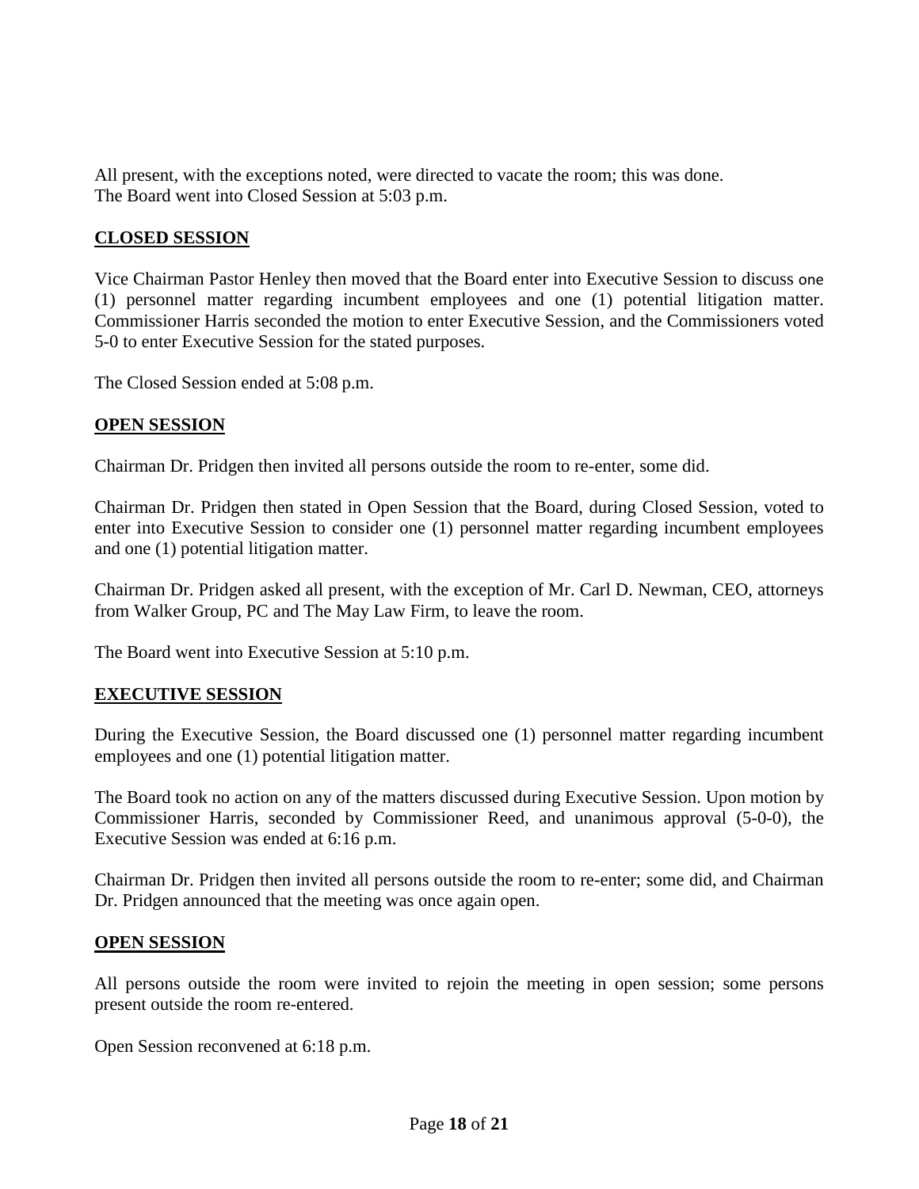All present, with the exceptions noted, were directed to vacate the room; this was done.
The Board went into Closed Session at 5:03 p.m.

## CLOSED SESSION

Vice Chairman Pastor Henley then moved that the Board enter into Executive Session to discuss one (1) personnel matter regarding incumbent employees and one (1) potential litigation matter. Commissioner Harris seconded the motion to enter Executive Session, and the Commissioners voted 5-0 to enter Executive Session for the stated purposes.

The Closed Session ended at 5:08 p.m.

## OPEN SESSION

Chairman Dr. Pridgen then invited all persons outside the room to re-enter, some did.

Chairman Dr. Pridgen then stated in Open Session that the Board, during Closed Session, voted to enter into Executive Session to consider one (1) personnel matter regarding incumbent employees and one (1) potential litigation matter.

Chairman Dr. Pridgen asked all present, with the exception of Mr. Carl D. Newman, CEO, attorneys from Walker Group, PC and The May Law Firm, to leave the room.

The Board went into Executive Session at 5:10 p.m.

## EXECUTIVE SESSION

During the Executive Session, the Board discussed one (1) personnel matter regarding incumbent employees and one (1) potential litigation matter.

The Board took no action on any of the matters discussed during Executive Session. Upon motion by Commissioner Harris, seconded by Commissioner Reed, and unanimous approval (5-0-0), the Executive Session was ended at 6:16 p.m.

Chairman Dr. Pridgen then invited all persons outside the room to re-enter; some did, and Chairman Dr. Pridgen announced that the meeting was once again open.

## OPEN SESSION

All persons outside the room were invited to rejoin the meeting in open session; some persons present outside the room re-entered.

Open Session reconvened at 6:18 p.m.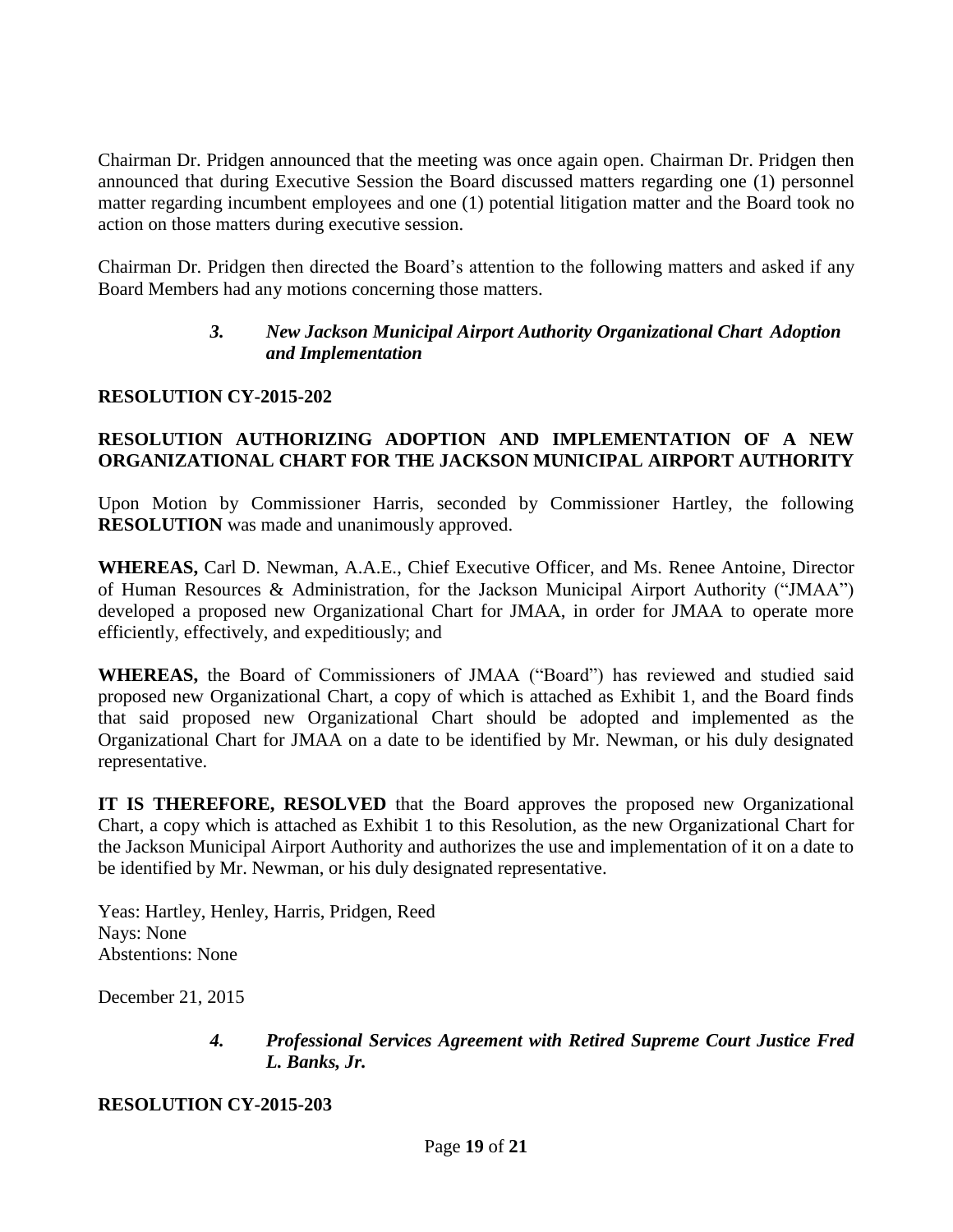Chairman Dr. Pridgen announced that the meeting was once again open. Chairman Dr. Pridgen then announced that during Executive Session the Board discussed matters regarding one (1) personnel matter regarding incumbent employees and one (1) potential litigation matter and the Board took no action on those matters during executive session.

Chairman Dr. Pridgen then directed the Board's attention to the following matters and asked if any Board Members had any motions concerning those matters.

> ***3. New Jackson Municipal Airport Authority Organizational Chart Adoption and Implementation***

**RESOLUTION CY-2015-202**

**RESOLUTION AUTHORIZING ADOPTION AND IMPLEMENTATION OF A NEW ORGANIZATIONAL CHART FOR THE JACKSON MUNICIPAL AIRPORT AUTHORITY**

Upon Motion by Commissioner Harris, seconded by Commissioner Hartley, the following **RESOLUTION** was made and unanimously approved.

**WHEREAS,** Carl D. Newman, A.A.E., Chief Executive Officer, and Ms. Renee Antoine, Director of Human Resources & Administration, for the Jackson Municipal Airport Authority ("JMAA") developed a proposed new Organizational Chart for JMAA, in order for JMAA to operate more efficiently, effectively, and expeditiously; and

**WHEREAS,** the Board of Commissioners of JMAA ("Board") has reviewed and studied said proposed new Organizational Chart, a copy of which is attached as Exhibit 1, and the Board finds that said proposed new Organizational Chart should be adopted and implemented as the Organizational Chart for JMAA on a date to be identified by Mr. Newman, or his duly designated representative.

**IT IS THEREFORE, RESOLVED** that the Board approves the proposed new Organizational Chart, a copy which is attached as Exhibit 1 to this Resolution, as the new Organizational Chart for the Jackson Municipal Airport Authority and authorizes the use and implementation of it on a date to be identified by Mr. Newman, or his duly designated representative.

Yeas: Hartley, Henley, Harris, Pridgen, Reed
Nays: None
Abstentions: None

December 21, 2015

> ***4. Professional Services Agreement with Retired Supreme Court Justice Fred L. Banks, Jr.***

**RESOLUTION CY-2015-203**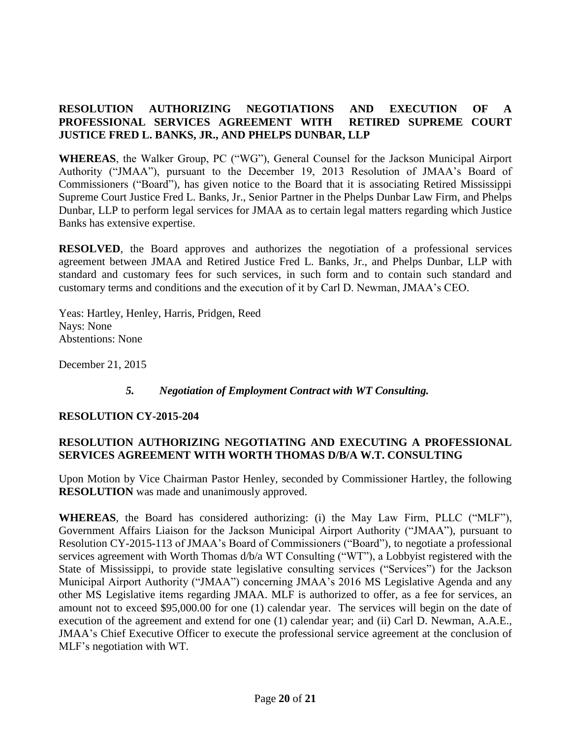**RESOLUTION AUTHORIZING NEGOTIATIONS AND EXECUTION OF A PROFESSIONAL SERVICES AGREEMENT WITH RETIRED SUPREME COURT JUSTICE FRED L. BANKS, JR., AND PHELPS DUNBAR, LLP**

**WHEREAS**, the Walker Group, PC ("WG"), General Counsel for the Jackson Municipal Airport Authority ("JMAA"), pursuant to the December 19, 2013 Resolution of JMAA's Board of Commissioners ("Board"), has given notice to the Board that it is associating Retired Mississippi Supreme Court Justice Fred L. Banks, Jr., Senior Partner in the Phelps Dunbar Law Firm, and Phelps Dunbar, LLP to perform legal services for JMAA as to certain legal matters regarding which Justice Banks has extensive expertise.

**RESOLVED**, the Board approves and authorizes the negotiation of a professional services agreement between JMAA and Retired Justice Fred L. Banks, Jr., and Phelps Dunbar, LLP with standard and customary fees for such services, in such form and to contain such standard and customary terms and conditions and the execution of it by Carl D. Newman, JMAA's CEO.

Yeas: Hartley, Henley, Harris, Pridgen, Reed
Nays: None
Abstentions: None

December 21, 2015

### *5. Negotiation of Employment Contract with WT Consulting.*

**RESOLUTION CY-2015-204**

**RESOLUTION AUTHORIZING NEGOTIATING AND EXECUTING A PROFESSIONAL SERVICES AGREEMENT WITH WORTH THOMAS D/B/A W.T. CONSULTING**

Upon Motion by Vice Chairman Pastor Henley, seconded by Commissioner Hartley, the following **RESOLUTION** was made and unanimously approved.

**WHEREAS**, the Board has considered authorizing: (i) the May Law Firm, PLLC ("MLF"), Government Affairs Liaison for the Jackson Municipal Airport Authority ("JMAA"), pursuant to Resolution CY-2015-113 of JMAA's Board of Commissioners ("Board"), to negotiate a professional services agreement with Worth Thomas d/b/a WT Consulting ("WT"), a Lobbyist registered with the State of Mississippi, to provide state legislative consulting services ("Services") for the Jackson Municipal Airport Authority ("JMAA") concerning JMAA's 2016 MS Legislative Agenda and any other MS Legislative items regarding JMAA. MLF is authorized to offer, as a fee for services, an amount not to exceed $95,000.00 for one (1) calendar year. The services will begin on the date of execution of the agreement and extend for one (1) calendar year; and (ii) Carl D. Newman, A.A.E., JMAA's Chief Executive Officer to execute the professional service agreement at the conclusion of MLF's negotiation with WT.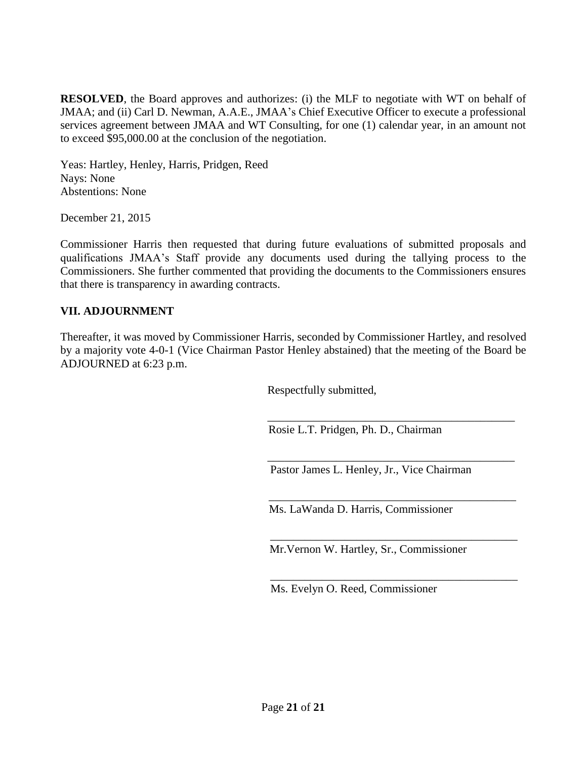**RESOLVED**, the Board approves and authorizes: (i) the MLF to negotiate with WT on behalf of JMAA; and (ii) Carl D. Newman, A.A.E., JMAA's Chief Executive Officer to execute a professional services agreement between JMAA and WT Consulting, for one (1) calendar year, in an amount not to exceed $95,000.00 at the conclusion of the negotiation.

Yeas: Hartley, Henley, Harris, Pridgen, Reed
Nays: None
Abstentions: None

December 21, 2015

Commissioner Harris then requested that during future evaluations of submitted proposals and qualifications JMAA's Staff provide any documents used during the tallying process to the Commissioners. She further commented that providing the documents to the Commissioners ensures that there is transparency in awarding contracts.

## VII. ADJOURNMENT

Thereafter, it was moved by Commissioner Harris, seconded by Commissioner Hartley, and resolved by a majority vote 4-0-1 (Vice Chairman Pastor Henley abstained) that the meeting of the Board be ADJOURNED at 6:23 p.m.

Respectfully submitted,

______________________________________________
Rosie L.T. Pridgen, Ph. D., Chairman

______________________________________________
Pastor James L. Henley, Jr., Vice Chairman

______________________________________________
Ms. LaWanda D. Harris, Commissioner

______________________________________________
Mr.Vernon W. Hartley, Sr., Commissioner

______________________________________________
Ms. Evelyn O. Reed, Commissioner